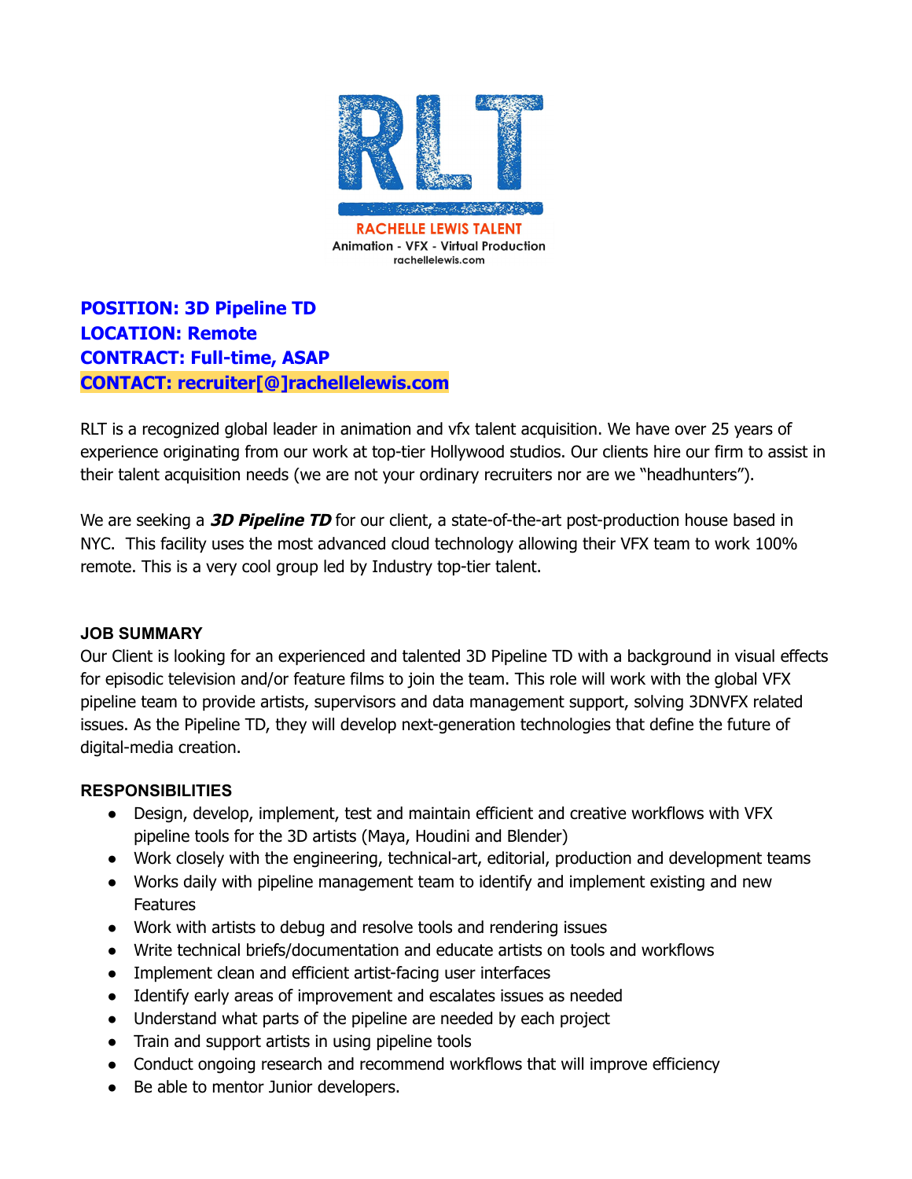RLT

RACHELLE LEWIS TALENT
Animation - VFX - Virtual Production
rachellelewis.com

**POSITION: 3D Pipeline TD**
**LOCATION: Remote**
**CONTRACT: Full-time, ASAP**
**CONTACT: recruiter[@]rachellelewis.com**

RLT is a recognized global leader in animation and vfx talent acquisition. We have over 25 years of experience originating from our work at top-tier Hollywood studios. Our clients hire our firm to assist in their talent acquisition needs (we are not your ordinary recruiters nor are we "headhunters").

We are seeking a ***3D Pipeline TD*** for our client, a state-of-the-art post-production house based in NYC. This facility uses the most advanced cloud technology allowing their VFX team to work 100% remote. This is a very cool group led by Industry top-tier talent.

**JOB SUMMARY**

Our Client is looking for an experienced and talented 3D Pipeline TD with a background in visual effects for episodic television and/or feature films to join the team. This role will work with the global VFX pipeline team to provide artists, supervisors and data management support, solving 3DNVFX related issues. As the Pipeline TD, they will develop next-generation technologies that define the future of digital-media creation.

**RESPONSIBILITIES**

- Design, develop, implement, test and maintain efficient and creative workflows with VFX pipeline tools for the 3D artists (Maya, Houdini and Blender)
- Work closely with the engineering, technical-art, editorial, production and development teams
- Works daily with pipeline management team to identify and implement existing and new Features
- Work with artists to debug and resolve tools and rendering issues
- Write technical briefs/documentation and educate artists on tools and workflows
- Implement clean and efficient artist-facing user interfaces
- Identify early areas of improvement and escalates issues as needed
- Understand what parts of the pipeline are needed by each project
- Train and support artists in using pipeline tools
- Conduct ongoing research and recommend workflows that will improve efficiency
- Be able to mentor Junior developers.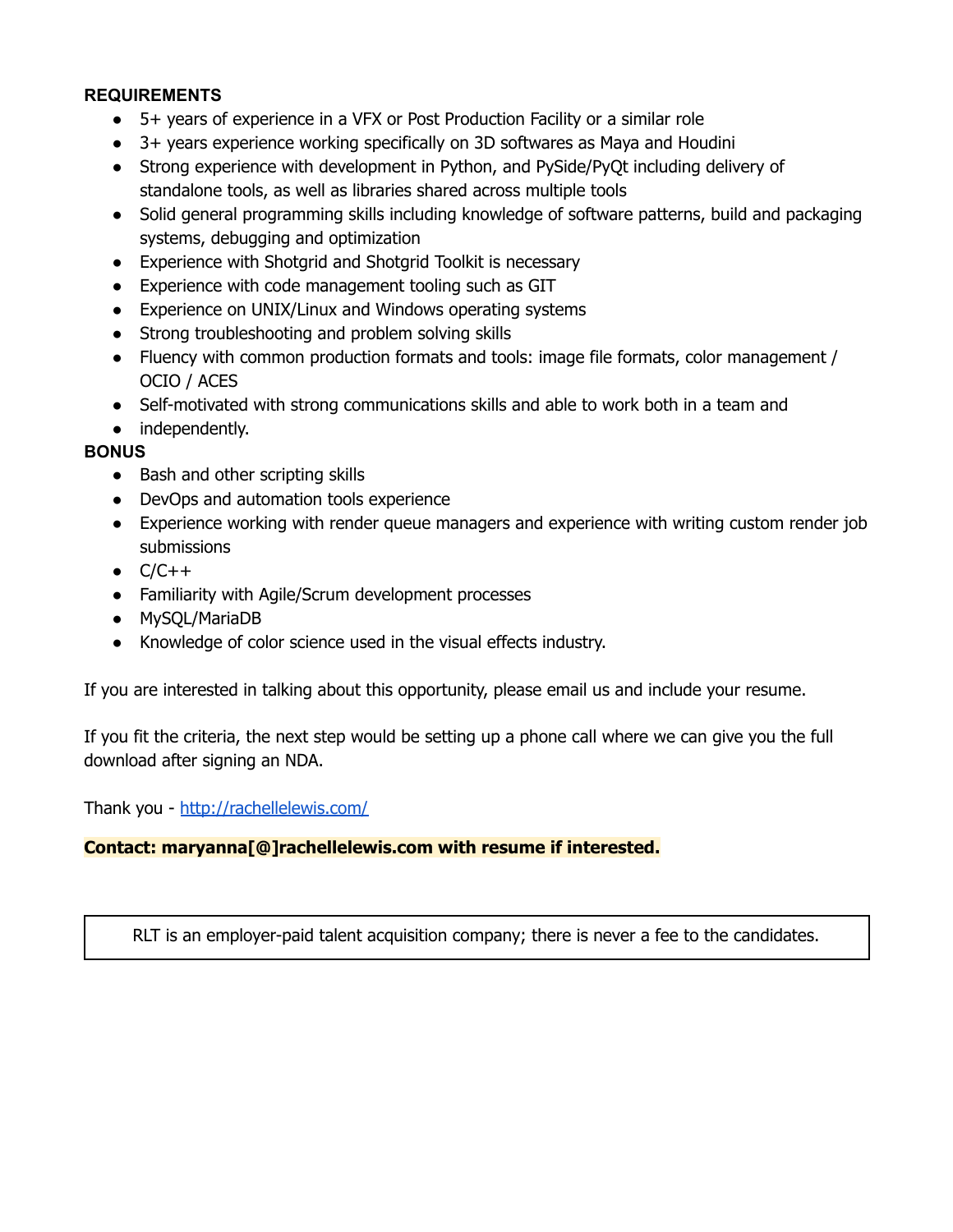**REQUIREMENTS**

- 5+ years of experience in a VFX or Post Production Facility or a similar role
- 3+ years experience working specifically on 3D softwares as Maya and Houdini
- Strong experience with development in Python, and PySide/PyQt including delivery of standalone tools, as well as libraries shared across multiple tools
- Solid general programming skills including knowledge of software patterns, build and packaging systems, debugging and optimization
- Experience with Shotgrid and Shotgrid Toolkit is necessary
- Experience with code management tooling such as GIT
- Experience on UNIX/Linux and Windows operating systems
- Strong troubleshooting and problem solving skills
- Fluency with common production formats and tools: image file formats, color management / OCIO / ACES
- Self-motivated with strong communications skills and able to work both in a team and
- independently.

**BONUS**

- Bash and other scripting skills
- DevOps and automation tools experience
- Experience working with render queue managers and experience with writing custom render job submissions
- C/C++
- Familiarity with Agile/Scrum development processes
- MySQL/MariaDB
- Knowledge of color science used in the visual effects industry.

If you are interested in talking about this opportunity, please email us and include your resume.

If you fit the criteria, the next step would be setting up a phone call where we can give you the full download after signing an NDA.

Thank you - [http://rachellelewis.com/](http://rachellelewis.com/)

**Contact: maryanna[@]rachellelewis.com with resume if interested.**

RLT is an employer-paid talent acquisition company; there is never a fee to the candidates.